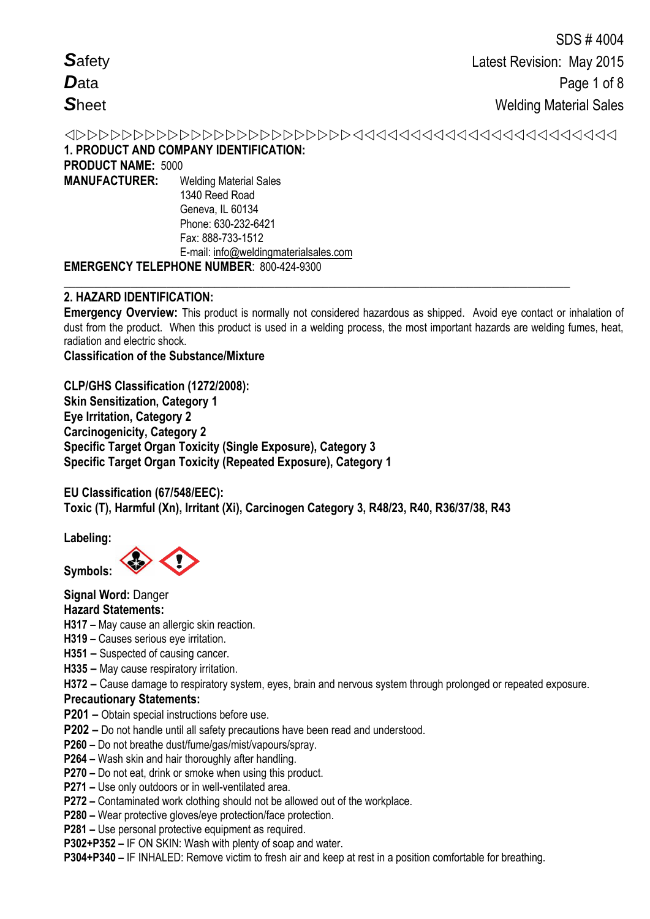SDS # 4004

Latest Revision: May 2015

Welding Material Sales

**S**afety
**D**ata
**S**heet

## 1. PRODUCT AND COMPANY IDENTIFICATION:

**PRODUCT NAME:** 5000

**MANUFACTURER:** Welding Material Sales
1340 Reed Road
Geneva, IL 60134
Phone: 630-232-6421
Fax: 888-733-1512
E-mail: info@weldingmaterialsales.com

**EMERGENCY TELEPHONE NUMBER**: 800-424-9300

## 2. HAZARD IDENTIFICATION:

**Emergency Overview:** This product is normally not considered hazardous as shipped. Avoid eye contact or inhalation of dust from the product. When this product is used in a welding process, the most important hazards are welding fumes, heat, radiation and electric shock.

**Classification of the Substance/Mixture**

**CLP/GHS Classification (1272/2008):**
**Skin Sensitization, Category 1**
**Eye Irritation, Category 2**
**Carcinogenicity, Category 2**
**Specific Target Organ Toxicity (Single Exposure), Category 3**
**Specific Target Organ Toxicity (Repeated Exposure), Category 1**

**EU Classification (67/548/EEC):**
**Toxic (T), Harmful (Xn), Irritant (Xi), Carcinogen Category 3, R48/23, R40, R36/37/38, R43**

**Labeling:**

**Symbols:**

**Signal Word:** Danger

**Hazard Statements:**

**H317 –** May cause an allergic skin reaction.
**H319 –** Causes serious eye irritation.
**H351 –** Suspected of causing cancer.
**H335 –** May cause respiratory irritation.
**H372 –** Cause damage to respiratory system, eyes, brain and nervous system through prolonged or repeated exposure.

**Precautionary Statements:**

**P201 –** Obtain special instructions before use.
**P202 –** Do not handle until all safety precautions have been read and understood.
**P260 –** Do not breathe dust/fume/gas/mist/vapours/spray.
**P264 –** Wash skin and hair thoroughly after handling.
**P270 –** Do not eat, drink or smoke when using this product.
**P271 –** Use only outdoors or in well-ventilated area.
**P272 –** Contaminated work clothing should not be allowed out of the workplace.
**P280 –** Wear protective gloves/eye protection/face protection.
**P281 –** Use personal protective equipment as required.
**P302+P352 –** IF ON SKIN: Wash with plenty of soap and water.
**P304+P340 –** IF INHALED: Remove victim to fresh air and keep at rest in a position comfortable for breathing.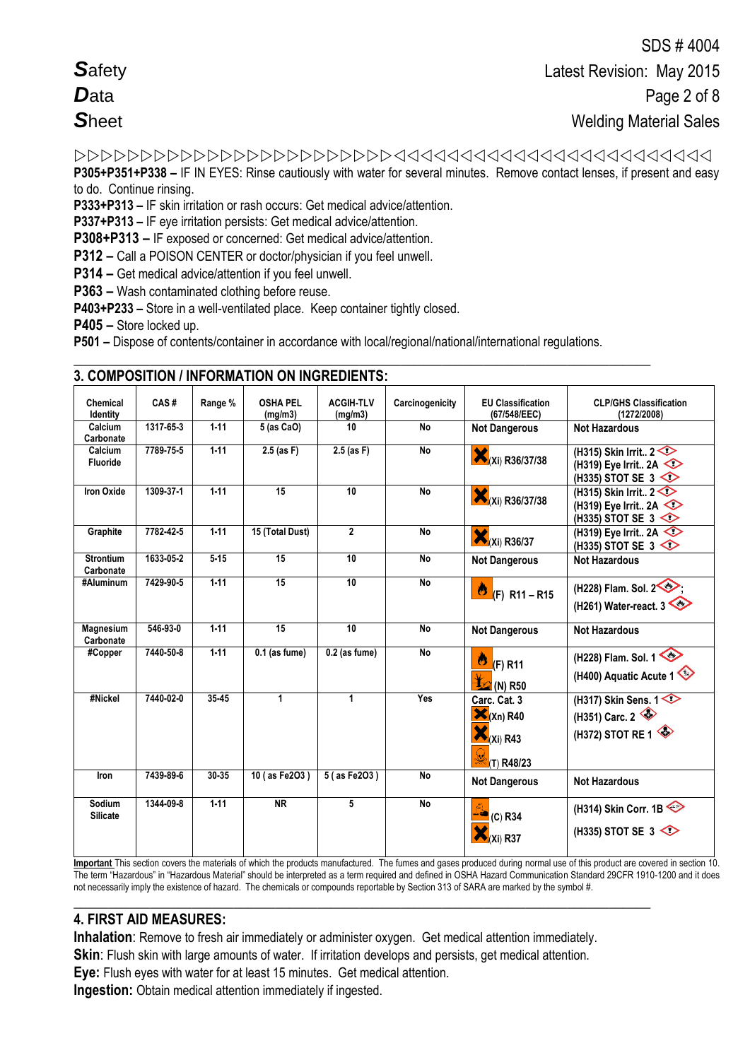P305+P351+P338 – IF IN EYES: Rinse cautiously with water for several minutes. Remove contact lenses, if present and easy to do. Continue rinsing.

**P333+P313 –** IF skin irritation or rash occurs: Get medical advice/attention.

**P337+P313 –** IF eye irritation persists: Get medical advice/attention.

**P308+P313 –** IF exposed or concerned: Get medical advice/attention.

**P312 –** Call a POISON CENTER or doctor/physician if you feel unwell.

**P314 –** Get medical advice/attention if you feel unwell.

**P363 –** Wash contaminated clothing before reuse.

**P403+P233 –** Store in a well-ventilated place. Keep container tightly closed.

**P405 –** Store locked up.

**P501 –** Dispose of contents/container in accordance with local/regional/national/international regulations.

## 3. COMPOSITION / INFORMATION ON INGREDIENTS:

| Chemical Identity | CAS # | Range % | OSHA PEL (mg/m3) | ACGIH-TLV (mg/m3) | Carcinogenicity | EU Classification (67/548/EEC) | CLP/GHS Classification (1272/2008) |
|---|---|---|---|---|---|---|---|
| Calcium Carbonate | 1317-65-3 | 1-11 | 5 (as CaO) | 10 | No | Not Dangerous | Not Hazardous |
| Calcium Fluoride | 7789-75-5 | 1-11 | 2.5 (as F) | 2.5 (as F) | No | (Xi) R36/37/38 | (H315) Skin Irrit.. 2<br>(H319) Eye Irrit.. 2A<br>(H335) STOT SE 3 |
| Iron Oxide | 1309-37-1 | 1-11 | 15 | 10 | No | (Xi) R36/37/38 | (H315) Skin Irrit.. 2<br>(H319) Eye Irrit.. 2A<br>(H335) STOT SE 3 |
| Graphite | 7782-42-5 | 1-11 | 15 (Total Dust) | 2 | No | (Xi) R36/37 | (H319) Eye Irrit.. 2A<br>(H335) STOT SE 3 |
| Strontium Carbonate | 1633-05-2 | 5-15 | 15 | 10 | No | Not Dangerous | Not Hazardous |
| #Aluminum | 7429-90-5 | 1-11 | 15 | 10 | No | (F) R11 – R15 | (H228) Flam. Sol. 2;<br>(H261) Water-react. 3 |
| Magnesium Carbonate | 546-93-0 | 1-11 | 15 | 10 | No | Not Dangerous | Not Hazardous |
| #Copper | 7440-50-8 | 1-11 | 0.1 (as fume) | 0.2 (as fume) | No | (F) R11<br>(N) R50 | (H228) Flam. Sol. 1<br>(H400) Aquatic Acute 1 |
| #Nickel | 7440-02-0 | 35-45 | 1 | 1 | Yes | Carc. Cat. 3<br>(Xn) R40<br>(Xi) R43<br>(T) R48/23 | (H317) Skin Sens. 1<br>(H351) Carc. 2<br>(H372) STOT RE 1 |
| Iron | 7439-89-6 | 30-35 | 10 ( as Fe2O3 ) | 5 ( as Fe2O3 ) | No | Not Dangerous | Not Hazardous |
| Sodium Silicate | 1344-09-8 | 1-11 | NR | 5 | No | (C) R34<br>(Xi) R37 | (H314) Skin Corr. 1B<br>(H335) STOT SE 3 |

**Important** This section covers the materials of which the products manufactured. The fumes and gases produced during normal use of this product are covered in section 10. The term "Hazardous" in "Hazardous Material" should be interpreted as a term required and defined in OSHA Hazard Communication Standard 29CFR 1910-1200 and it does not necessarily imply the existence of hazard. The chemicals or compounds reportable by Section 313 of SARA are marked by the symbol #.

## 4. FIRST AID MEASURES:

**Inhalation**: Remove to fresh air immediately or administer oxygen. Get medical attention immediately.

**Skin**: Flush skin with large amounts of water. If irritation develops and persists, get medical attention.

**Eye:** Flush eyes with water for at least 15 minutes. Get medical attention.

**Ingestion:** Obtain medical attention immediately if ingested.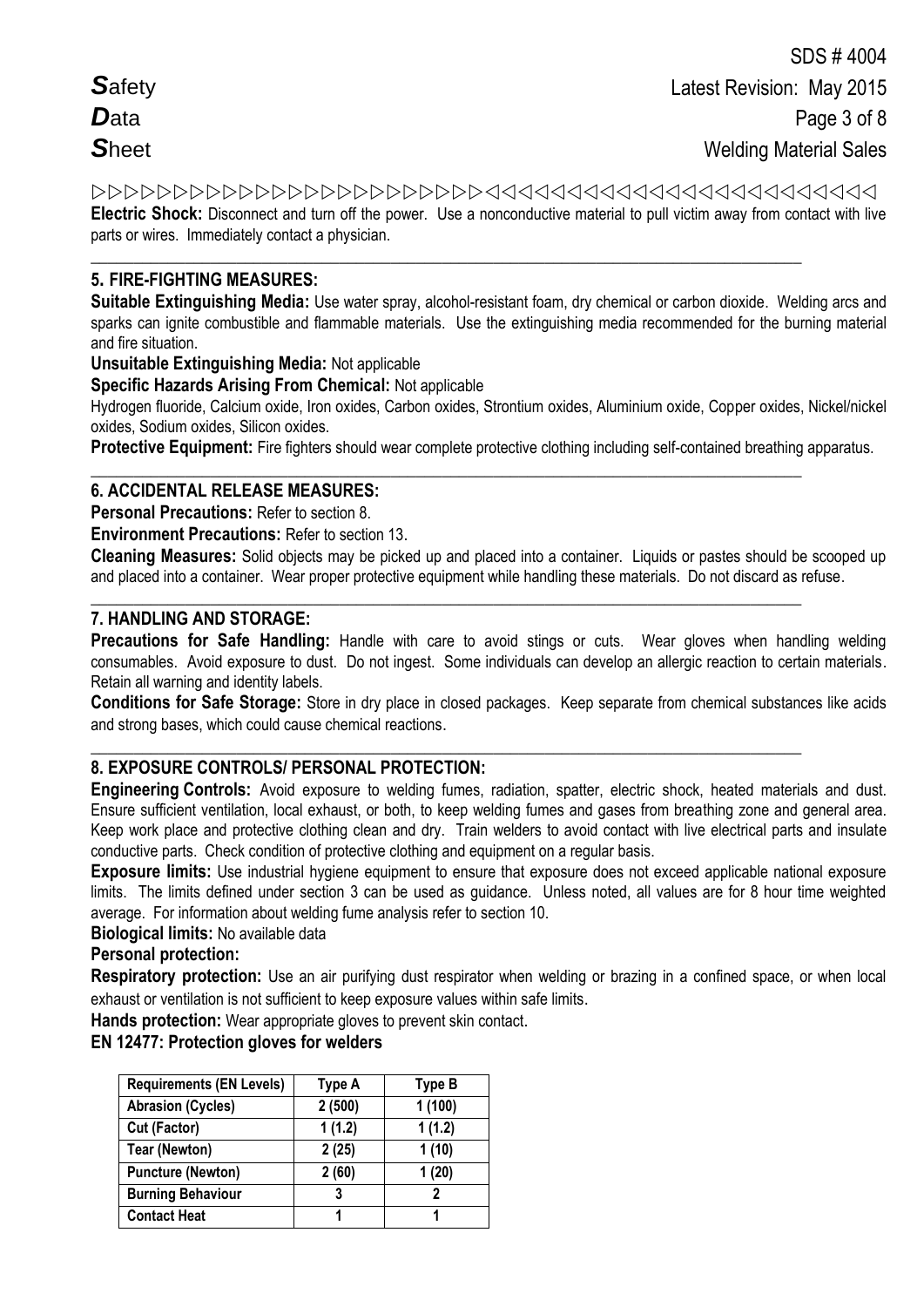**Electric Shock:** Disconnect and turn off the power. Use a nonconductive material to pull victim away from contact with live parts or wires. Immediately contact a physician.

## 5. FIRE-FIGHTING MEASURES:

**Suitable Extinguishing Media:** Use water spray, alcohol-resistant foam, dry chemical or carbon dioxide. Welding arcs and sparks can ignite combustible and flammable materials. Use the extinguishing media recommended for the burning material and fire situation.

**Unsuitable Extinguishing Media:** Not applicable

**Specific Hazards Arising From Chemical:** Not applicable

Hydrogen fluoride, Calcium oxide, Iron oxides, Carbon oxides, Strontium oxides, Aluminium oxide, Copper oxides, Nickel/nickel oxides, Sodium oxides, Silicon oxides.

**Protective Equipment:** Fire fighters should wear complete protective clothing including self-contained breathing apparatus.

## 6. ACCIDENTAL RELEASE MEASURES:

**Personal Precautions:** Refer to section 8.

**Environment Precautions:** Refer to section 13.

**Cleaning Measures:** Solid objects may be picked up and placed into a container. Liquids or pastes should be scooped up and placed into a container. Wear proper protective equipment while handling these materials. Do not discard as refuse.

## 7. HANDLING AND STORAGE:

**Precautions for Safe Handling:** Handle with care to avoid stings or cuts. Wear gloves when handling welding consumables. Avoid exposure to dust. Do not ingest. Some individuals can develop an allergic reaction to certain materials. Retain all warning and identity labels.

**Conditions for Safe Storage:** Store in dry place in closed packages. Keep separate from chemical substances like acids and strong bases, which could cause chemical reactions.

## 8. EXPOSURE CONTROLS/ PERSONAL PROTECTION:

**Engineering Controls:** Avoid exposure to welding fumes, radiation, spatter, electric shock, heated materials and dust. Ensure sufficient ventilation, local exhaust, or both, to keep welding fumes and gases from breathing zone and general area. Keep work place and protective clothing clean and dry. Train welders to avoid contact with live electrical parts and insulate conductive parts. Check condition of protective clothing and equipment on a regular basis.

**Exposure limits:** Use industrial hygiene equipment to ensure that exposure does not exceed applicable national exposure limits. The limits defined under section 3 can be used as guidance. Unless noted, all values are for 8 hour time weighted average. For information about welding fume analysis refer to section 10.

**Biological limits:** No available data

**Personal protection:**

**Respiratory protection:** Use an air purifying dust respirator when welding or brazing in a confined space, or when local exhaust or ventilation is not sufficient to keep exposure values within safe limits.

**Hands protection:** Wear appropriate gloves to prevent skin contact.

**EN 12477: Protection gloves for welders**

| Requirements (EN Levels) | Type A | Type B |
|---|---|---|
| Abrasion (Cycles) | 2 (500) | 1 (100) |
| Cut (Factor) | 1 (1.2) | 1 (1.2) |
| Tear (Newton) | 2 (25) | 1 (10) |
| Puncture (Newton) | 2 (60) | 1 (20) |
| Burning Behaviour | 3 | 2 |
| Contact Heat | 1 | 1 |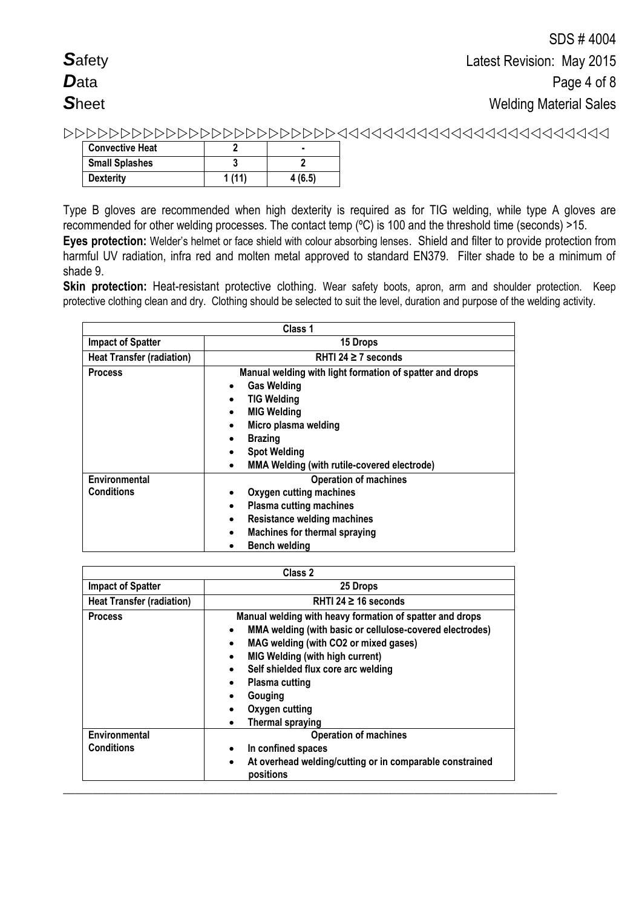| Convective Heat | 2 | - |
|---|---|---|
| Small Splashes | 3 | 2 |
| Dexterity | 1 (11) | 4 (6.5) |

Type B gloves are recommended when high dexterity is required as for TIG welding, while type A gloves are recommended for other welding processes. The contact temp (ºC) is 100 and the threshold time (seconds) >15.

**Eyes protection:** Welder's helmet or face shield with colour absorbing lenses. Shield and filter to provide protection from harmful UV radiation, infra red and molten metal approved to standard EN379. Filter shade to be a minimum of shade 9.

**Skin protection:** Heat-resistant protective clothing. Wear safety boots, apron, arm and shoulder protection. Keep protective clothing clean and dry. Clothing should be selected to suit the level, duration and purpose of the welding activity.

| Class 1 | |
|---|---|
| **Impact of Spatter** | **15 Drops** |
| **Heat Transfer (radiation)** | **RHTI 24 ≥ 7 seconds** |
| **Process** | **Manual welding with light formation of spatter and drops**<br>• Gas Welding<br>• TIG Welding<br>• MIG Welding<br>• Micro plasma welding<br>• Brazing<br>• Spot Welding<br>• MMA Welding (with rutile-covered electrode) |
| **Environmental Conditions** | **Operation of machines**<br>• Oxygen cutting machines<br>• Plasma cutting machines<br>• Resistance welding machines<br>• Machines for thermal spraying<br>• Bench welding |

| Class 2 | |
|---|---|
| **Impact of Spatter** | **25 Drops** |
| **Heat Transfer (radiation)** | **RHTI 24 ≥ 16 seconds** |
| **Process** | **Manual welding with heavy formation of spatter and drops**<br>• MMA welding (with basic or cellulose-covered electrodes)<br>• MAG welding (with CO2 or mixed gases)<br>• MIG Welding (with high current)<br>• Self shielded flux core arc welding<br>• Plasma cutting<br>• Gouging<br>• Oxygen cutting<br>• Thermal spraying |
| **Environmental Conditions** | **Operation of machines**<br>• In confined spaces<br>• At overhead welding/cutting or in comparable constrained positions |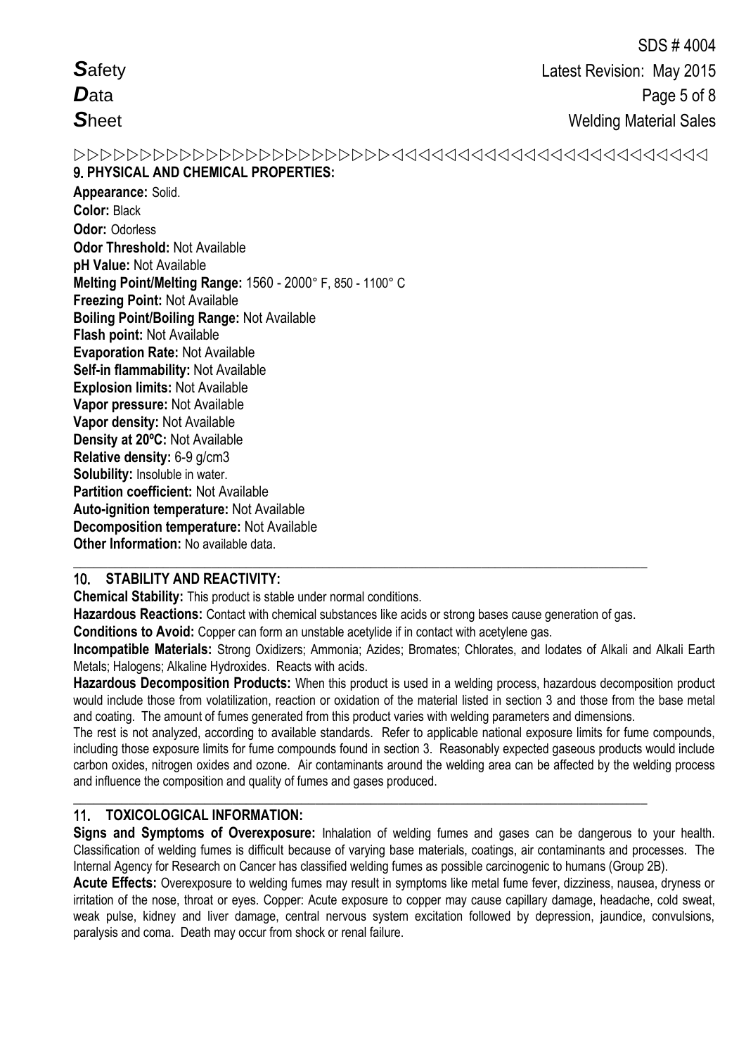## 9. PHYSICAL AND CHEMICAL PROPERTIES:

**Appearance:** Solid.
**Color:** Black
**Odor:** Odorless
**Odor Threshold:** Not Available
**pH Value:** Not Available
**Melting Point/Melting Range:** 1560 - 2000° F, 850 - 1100° C
**Freezing Point:** Not Available
**Boiling Point/Boiling Range:** Not Available
**Flash point:** Not Available
**Evaporation Rate:** Not Available
**Self-in flammability:** Not Available
**Explosion limits:** Not Available
**Vapor pressure:** Not Available
**Vapor density:** Not Available
**Density at 20ºC:** Not Available
**Relative density:** 6-9 g/cm3
**Solubility:** Insoluble in water.
**Partition coefficient:** Not Available
**Auto-ignition temperature:** Not Available
**Decomposition temperature:** Not Available
**Other Information:** No available data.

## 10. STABILITY AND REACTIVITY:

**Chemical Stability:** This product is stable under normal conditions.

**Hazardous Reactions:** Contact with chemical substances like acids or strong bases cause generation of gas.

**Conditions to Avoid:** Copper can form an unstable acetylide if in contact with acetylene gas.

**Incompatible Materials:** Strong Oxidizers; Ammonia; Azides; Bromates; Chlorates, and Iodates of Alkali and Alkali Earth Metals; Halogens; Alkaline Hydroxides. Reacts with acids.

**Hazardous Decomposition Products:** When this product is used in a welding process, hazardous decomposition product would include those from volatilization, reaction or oxidation of the material listed in section 3 and those from the base metal and coating. The amount of fumes generated from this product varies with welding parameters and dimensions.

The rest is not analyzed, according to available standards. Refer to applicable national exposure limits for fume compounds, including those exposure limits for fume compounds found in section 3. Reasonably expected gaseous products would include carbon oxides, nitrogen oxides and ozone. Air contaminants around the welding area can be affected by the welding process and influence the composition and quality of fumes and gases produced.

## 11. TOXICOLOGICAL INFORMATION:

**Signs and Symptoms of Overexposure:** Inhalation of welding fumes and gases can be dangerous to your health. Classification of welding fumes is difficult because of varying base materials, coatings, air contaminants and processes. The Internal Agency for Research on Cancer has classified welding fumes as possible carcinogenic to humans (Group 2B).

**Acute Effects:** Overexposure to welding fumes may result in symptoms like metal fume fever, dizziness, nausea, dryness or irritation of the nose, throat or eyes. Copper: Acute exposure to copper may cause capillary damage, headache, cold sweat, weak pulse, kidney and liver damage, central nervous system excitation followed by depression, jaundice, convulsions, paralysis and coma. Death may occur from shock or renal failure.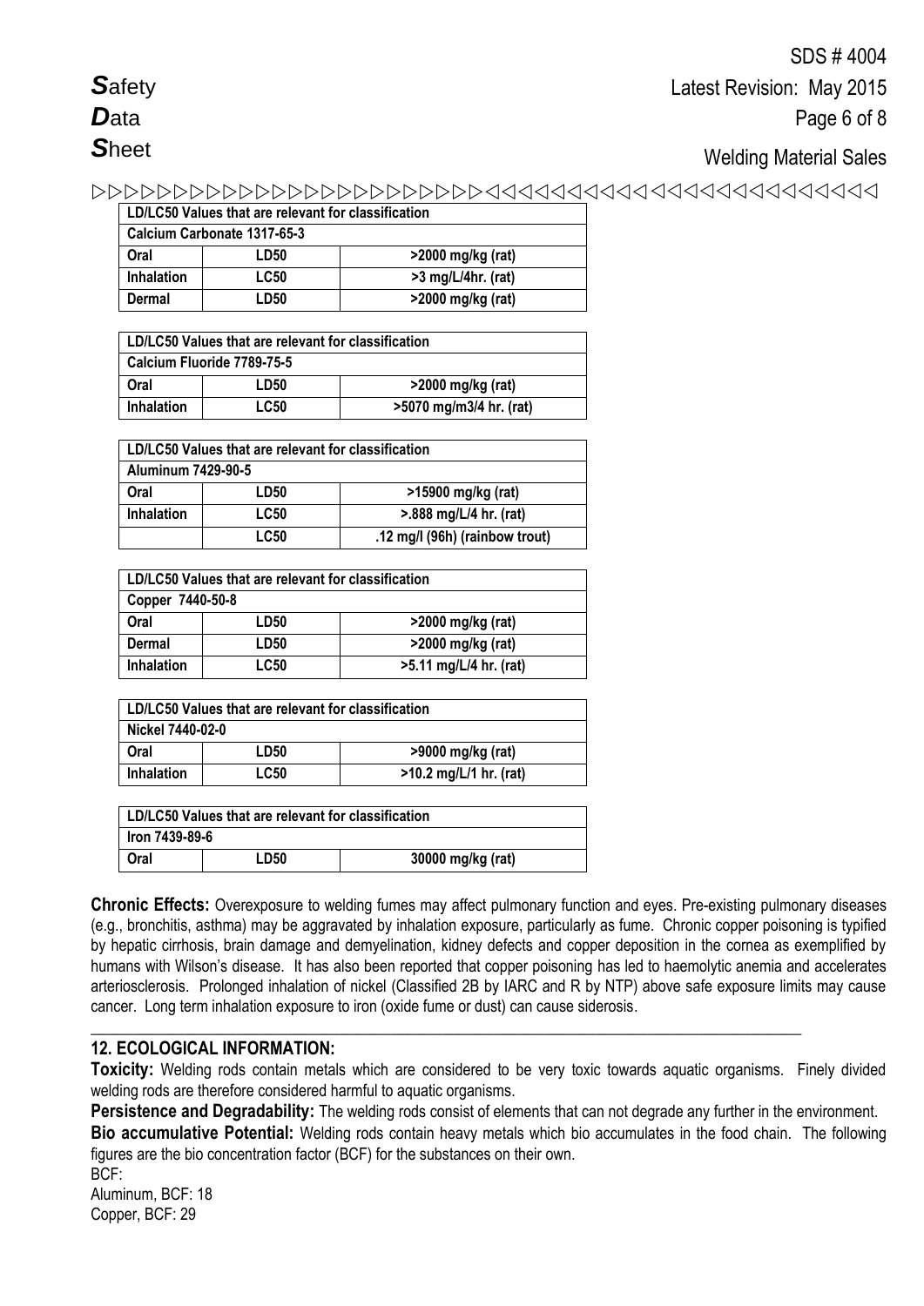| LD/LC50 Values that are relevant for classification | | |
|---|---|---|
| Calcium Carbonate 1317-65-3 | | |
| Oral | LD50 | >2000 mg/kg (rat) |
| Inhalation | LC50 | >3 mg/L/4hr. (rat) |
| Dermal | LD50 | >2000 mg/kg (rat) |

| LD/LC50 Values that are relevant for classification | | |
|---|---|---|
| Calcium Fluoride 7789-75-5 | | |
| Oral | LD50 | >2000 mg/kg (rat) |
| Inhalation | LC50 | >5070 mg/m3/4 hr. (rat) |

| LD/LC50 Values that are relevant for classification | | |
|---|---|---|
| Aluminum 7429-90-5 | | |
| Oral | LD50 | >15900 mg/kg (rat) |
| Inhalation | LC50 | >.888 mg/L/4 hr. (rat) |
| | LC50 | .12 mg/l (96h) (rainbow trout) |

| LD/LC50 Values that are relevant for classification | | |
|---|---|---|
| Copper 7440-50-8 | | |
| Oral | LD50 | >2000 mg/kg (rat) |
| Dermal | LD50 | >2000 mg/kg (rat) |
| Inhalation | LC50 | >5.11 mg/L/4 hr. (rat) |

| LD/LC50 Values that are relevant for classification | | |
|---|---|---|
| Nickel 7440-02-0 | | |
| Oral | LD50 | >9000 mg/kg (rat) |
| Inhalation | LC50 | >10.2 mg/L/1 hr. (rat) |

| LD/LC50 Values that are relevant for classification | | |
|---|---|---|
| Iron 7439-89-6 | | |
| Oral | LD50 | 30000 mg/kg (rat) |

**Chronic Effects:** Overexposure to welding fumes may affect pulmonary function and eyes. Pre-existing pulmonary diseases (e.g., bronchitis, asthma) may be aggravated by inhalation exposure, particularly as fume. Chronic copper poisoning is typified by hepatic cirrhosis, brain damage and demyelination, kidney defects and copper deposition in the cornea as exemplified by humans with Wilson's disease. It has also been reported that copper poisoning has led to haemolytic anemia and accelerates arteriosclerosis. Prolonged inhalation of nickel (Classified 2B by IARC and R by NTP) above safe exposure limits may cause cancer. Long term inhalation exposure to iron (oxide fume or dust) can cause siderosis.

## 12. ECOLOGICAL INFORMATION:

**Toxicity:** Welding rods contain metals which are considered to be very toxic towards aquatic organisms. Finely divided welding rods are therefore considered harmful to aquatic organisms.

**Persistence and Degradability:** The welding rods consist of elements that can not degrade any further in the environment.

**Bio accumulative Potential:** Welding rods contain heavy metals which bio accumulates in the food chain. The following figures are the bio concentration factor (BCF) for the substances on their own.

BCF:
Aluminum, BCF: 18
Copper, BCF: 29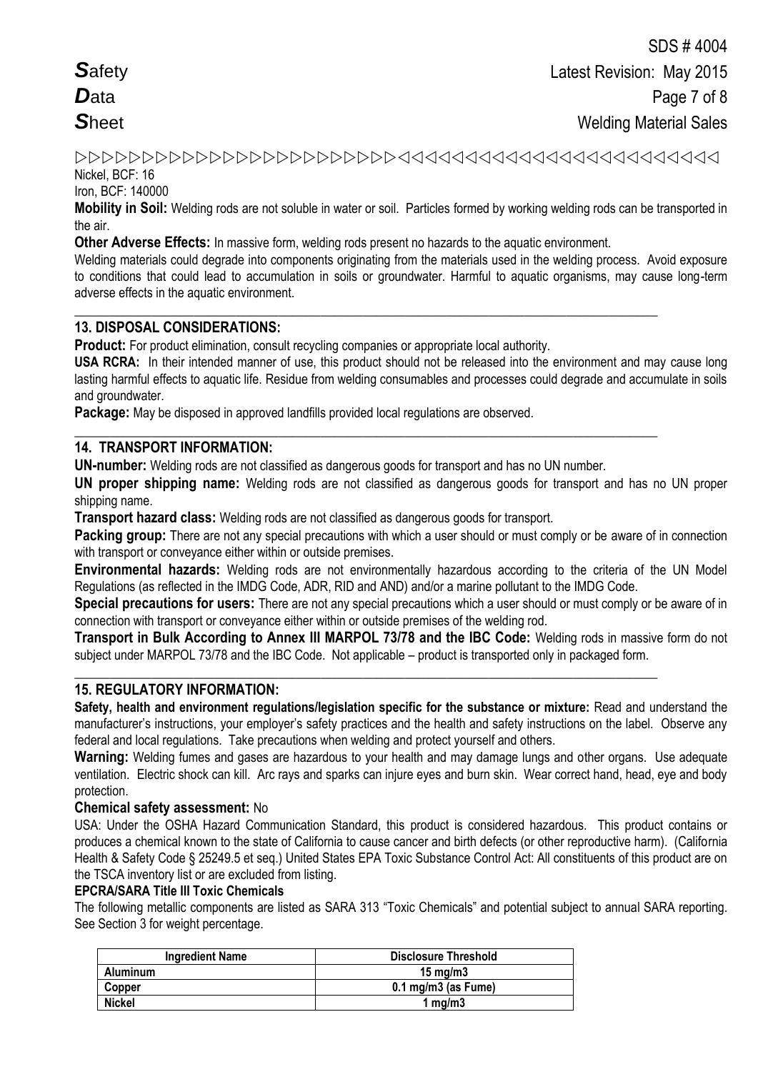Nickel, BCF: 16

Iron, BCF: 140000

**Mobility in Soil:** Welding rods are not soluble in water or soil. Particles formed by working welding rods can be transported in the air.

**Other Adverse Effects:** In massive form, welding rods present no hazards to the aquatic environment.

Welding materials could degrade into components originating from the materials used in the welding process. Avoid exposure to conditions that could lead to accumulation in soils or groundwater. Harmful to aquatic organisms, may cause long-term adverse effects in the aquatic environment.

## 13. DISPOSAL CONSIDERATIONS:

**Product:** For product elimination, consult recycling companies or appropriate local authority.

**USA RCRA:** In their intended manner of use, this product should not be released into the environment and may cause long lasting harmful effects to aquatic life. Residue from welding consumables and processes could degrade and accumulate in soils and groundwater.

**Package:** May be disposed in approved landfills provided local regulations are observed.

## 14. TRANSPORT INFORMATION:

**UN-number:** Welding rods are not classified as dangerous goods for transport and has no UN number.

**UN proper shipping name:** Welding rods are not classified as dangerous goods for transport and has no UN proper shipping name.

**Transport hazard class:** Welding rods are not classified as dangerous goods for transport.

**Packing group:** There are not any special precautions with which a user should or must comply or be aware of in connection with transport or conveyance either within or outside premises.

**Environmental hazards:** Welding rods are not environmentally hazardous according to the criteria of the UN Model Regulations (as reflected in the IMDG Code, ADR, RID and AND) and/or a marine pollutant to the IMDG Code.

**Special precautions for users:** There are not any special precautions which a user should or must comply or be aware of in connection with transport or conveyance either within or outside premises of the welding rod.

**Transport in Bulk According to Annex III MARPOL 73/78 and the IBC Code:** Welding rods in massive form do not subject under MARPOL 73/78 and the IBC Code. Not applicable – product is transported only in packaged form.

## 15. REGULATORY INFORMATION:

**Safety, health and environment regulations/legislation specific for the substance or mixture:** Read and understand the manufacturer's instructions, your employer's safety practices and the health and safety instructions on the label. Observe any federal and local regulations. Take precautions when welding and protect yourself and others.

**Warning:** Welding fumes and gases are hazardous to your health and may damage lungs and other organs. Use adequate ventilation. Electric shock can kill. Arc rays and sparks can injure eyes and burn skin. Wear correct hand, head, eye and body protection.

**Chemical safety assessment:** No

USA: Under the OSHA Hazard Communication Standard, this product is considered hazardous. This product contains or produces a chemical known to the state of California to cause cancer and birth defects (or other reproductive harm). (California Health & Safety Code § 25249.5 et seq.) United States EPA Toxic Substance Control Act: All constituents of this product are on the TSCA inventory list or are excluded from listing.

**EPCRA/SARA Title III Toxic Chemicals**

The following metallic components are listed as SARA 313 "Toxic Chemicals" and potential subject to annual SARA reporting. See Section 3 for weight percentage.

| Ingredient Name | Disclosure Threshold |
|---|---|
| **Aluminum** | **15 mg/m3** |
| **Copper** | **0.1 mg/m3 (as Fume)** |
| **Nickel** | **1 mg/m3** |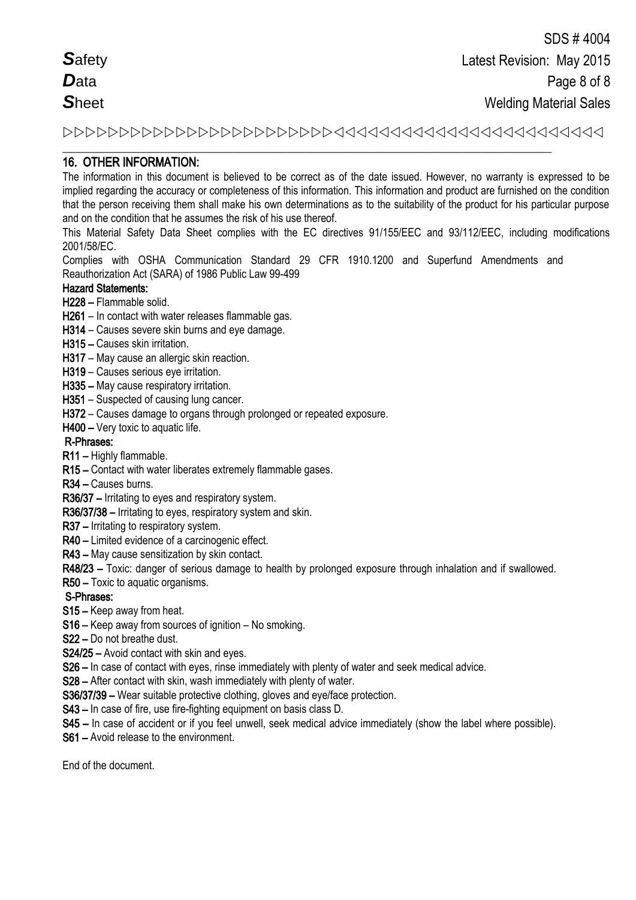## 16. OTHER INFORMATION:

The information in this document is believed to be correct as of the date issued. However, no warranty is expressed to be implied regarding the accuracy or completeness of this information. This information and product are furnished on the condition that the person receiving them shall make his own determinations as to the suitability of the product for his particular purpose and on the condition that he assumes the risk of his use thereof.

This Material Safety Data Sheet complies with the EC directives 91/155/EEC and 93/112/EEC, including modifications 2001/58/EC.

Complies with OSHA Communication Standard 29 CFR 1910.1200 and Superfund Amendments and Reauthorization Act (SARA) of 1986 Public Law 99-499

**Hazard Statements:**

**H228 –** Flammable solid.
**H261** – In contact with water releases flammable gas.
**H314** – Causes severe skin burns and eye damage.
**H315 –** Causes skin irritation.
**H317** – May cause an allergic skin reaction.
**H319** – Causes serious eye irritation.
**H335 –** May cause respiratory irritation.
**H351** – Suspected of causing lung cancer.
**H372** – Causes damage to organs through prolonged or repeated exposure.
**H400 –** Very toxic to aquatic life.

**R-Phrases:**

**R11 –** Highly flammable.
**R15 –** Contact with water liberates extremely flammable gases.
**R34 –** Causes burns.
**R36/37 –** Irritating to eyes and respiratory system.
**R36/37/38 –** Irritating to eyes, respiratory system and skin.
**R37 –** Irritating to respiratory system.
**R40 –** Limited evidence of a carcinogenic effect.
**R43 –** May cause sensitization by skin contact.
**R48/23 –** Toxic: danger of serious damage to health by prolonged exposure through inhalation and if swallowed.
**R50 –** Toxic to aquatic organisms.

**S-Phrases:**

**S15 –** Keep away from heat.
**S16 –** Keep away from sources of ignition – No smoking.
**S22 –** Do not breathe dust.
**S24/25 –** Avoid contact with skin and eyes.
**S26 –** In case of contact with eyes, rinse immediately with plenty of water and seek medical advice.
**S28 –** After contact with skin, wash immediately with plenty of water.
**S36/37/39 –** Wear suitable protective clothing, gloves and eye/face protection.
**S43 –** In case of fire, use fire-fighting equipment on basis class D.
**S45 –** In case of accident or if you feel unwell, seek medical advice immediately (show the label where possible).
**S61 –** Avoid release to the environment.

End of the document.